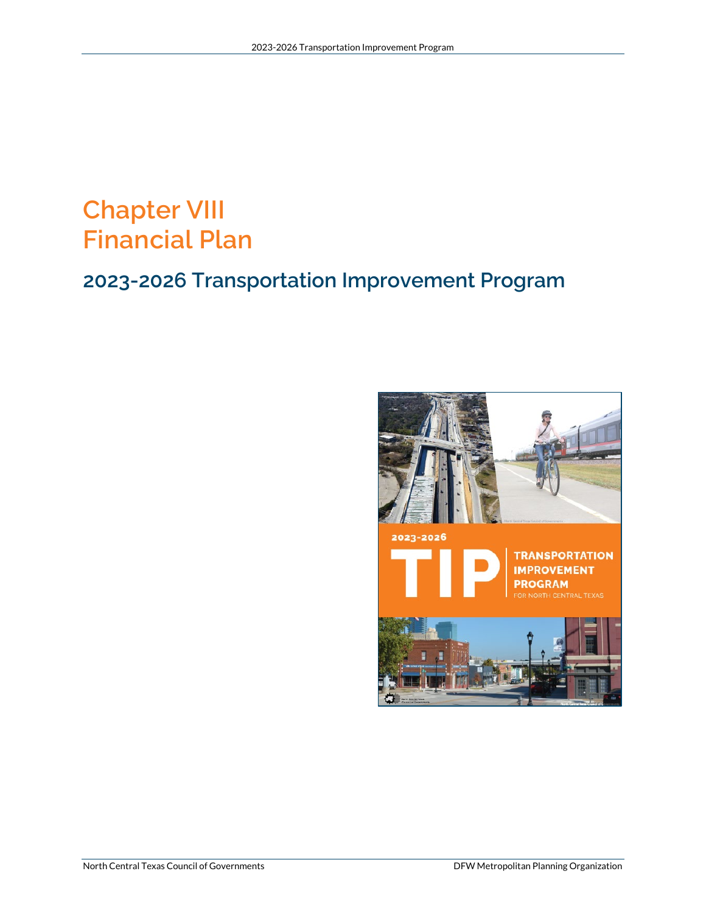# Chapter VIII
# Financial Plan

## 2023-2026 Transportation Improvement Program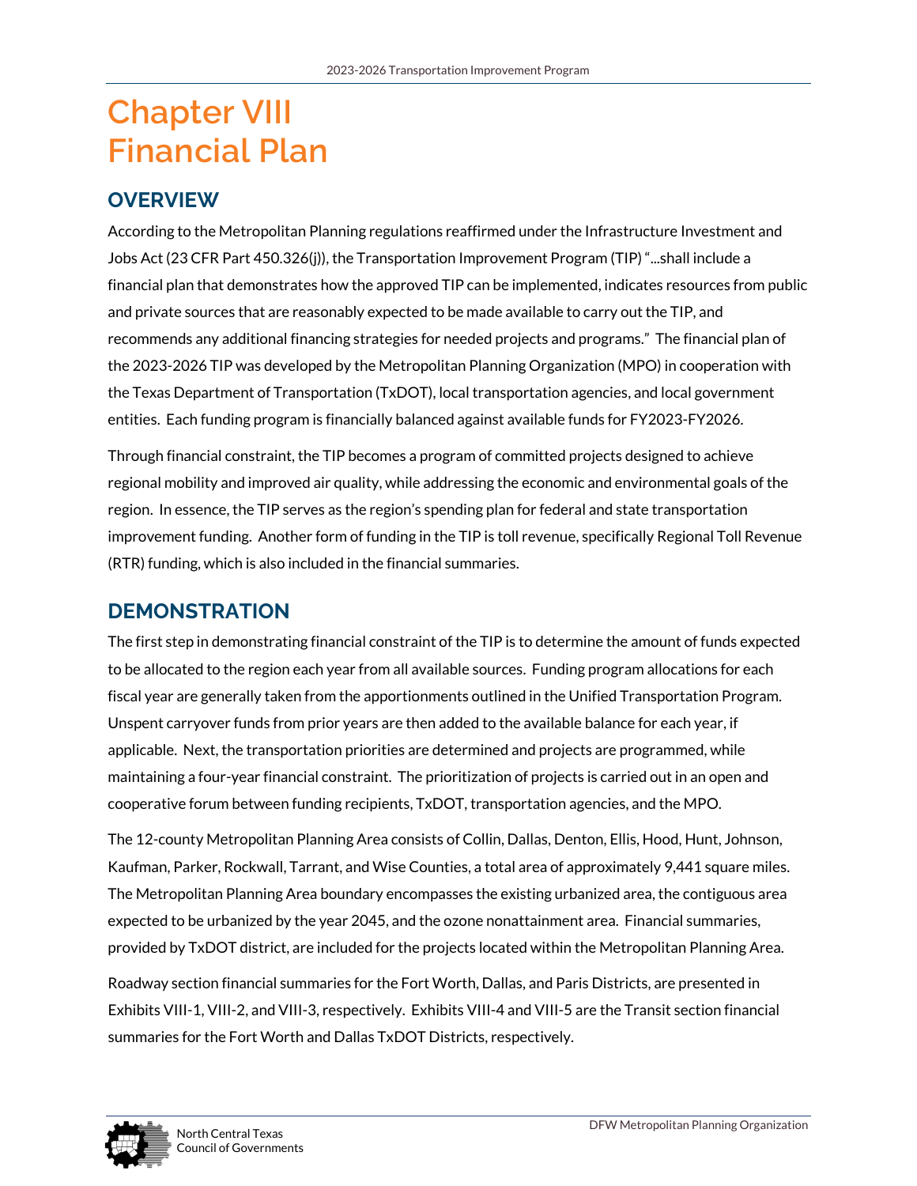# Chapter VIII
# Financial Plan

## OVERVIEW

According to the Metropolitan Planning regulations reaffirmed under the Infrastructure Investment and Jobs Act (23 CFR Part 450.326(j)), the Transportation Improvement Program (TIP) "...shall include a financial plan that demonstrates how the approved TIP can be implemented, indicates resources from public and private sources that are reasonably expected to be made available to carry out the TIP, and recommends any additional financing strategies for needed projects and programs." The financial plan of the 2023-2026 TIP was developed by the Metropolitan Planning Organization (MPO) in cooperation with the Texas Department of Transportation (TxDOT), local transportation agencies, and local government entities. Each funding program is financially balanced against available funds for FY2023-FY2026.

Through financial constraint, the TIP becomes a program of committed projects designed to achieve regional mobility and improved air quality, while addressing the economic and environmental goals of the region. In essence, the TIP serves as the region's spending plan for federal and state transportation improvement funding. Another form of funding in the TIP is toll revenue, specifically Regional Toll Revenue (RTR) funding, which is also included in the financial summaries.

## DEMONSTRATION

The first step in demonstrating financial constraint of the TIP is to determine the amount of funds expected to be allocated to the region each year from all available sources. Funding program allocations for each fiscal year are generally taken from the apportionments outlined in the Unified Transportation Program. Unspent carryover funds from prior years are then added to the available balance for each year, if applicable. Next, the transportation priorities are determined and projects are programmed, while maintaining a four-year financial constraint. The prioritization of projects is carried out in an open and cooperative forum between funding recipients, TxDOT, transportation agencies, and the MPO.

The 12-county Metropolitan Planning Area consists of Collin, Dallas, Denton, Ellis, Hood, Hunt, Johnson, Kaufman, Parker, Rockwall, Tarrant, and Wise Counties, a total area of approximately 9,441 square miles. The Metropolitan Planning Area boundary encompasses the existing urbanized area, the contiguous area expected to be urbanized by the year 2045, and the ozone nonattainment area. Financial summaries, provided by TxDOT district, are included for the projects located within the Metropolitan Planning Area.

Roadway section financial summaries for the Fort Worth, Dallas, and Paris Districts, are presented in Exhibits VIII-1, VIII-2, and VIII-3, respectively. Exhibits VIII-4 and VIII-5 are the Transit section financial summaries for the Fort Worth and Dallas TxDOT Districts, respectively.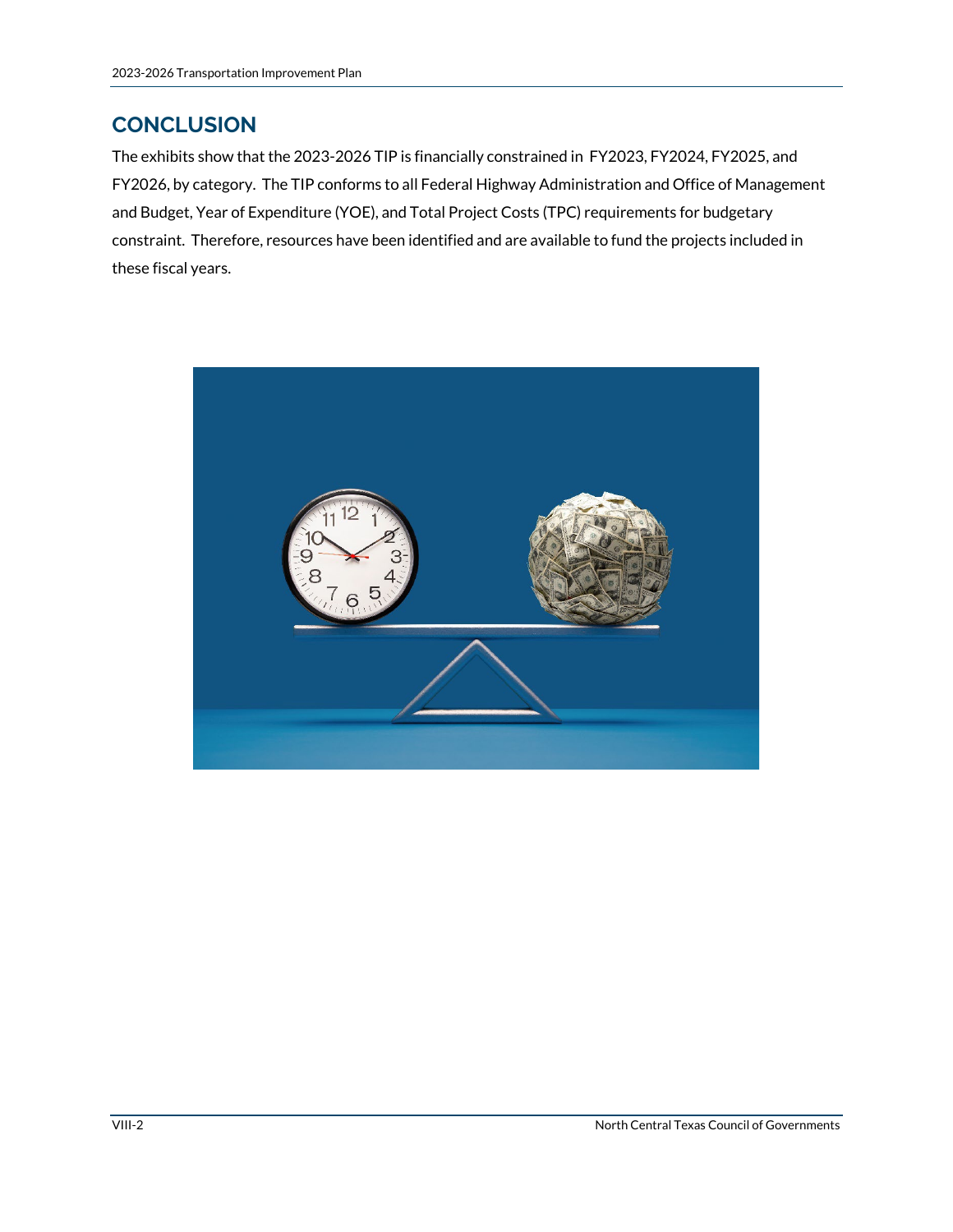## CONCLUSION

The exhibits show that the 2023-2026 TIP is financially constrained in FY2023, FY2024, FY2025, and FY2026, by category. The TIP conforms to all Federal Highway Administration and Office of Management and Budget, Year of Expenditure (YOE), and Total Project Costs (TPC) requirements for budgetary constraint. Therefore, resources have been identified and are available to fund the projects included in these fiscal years.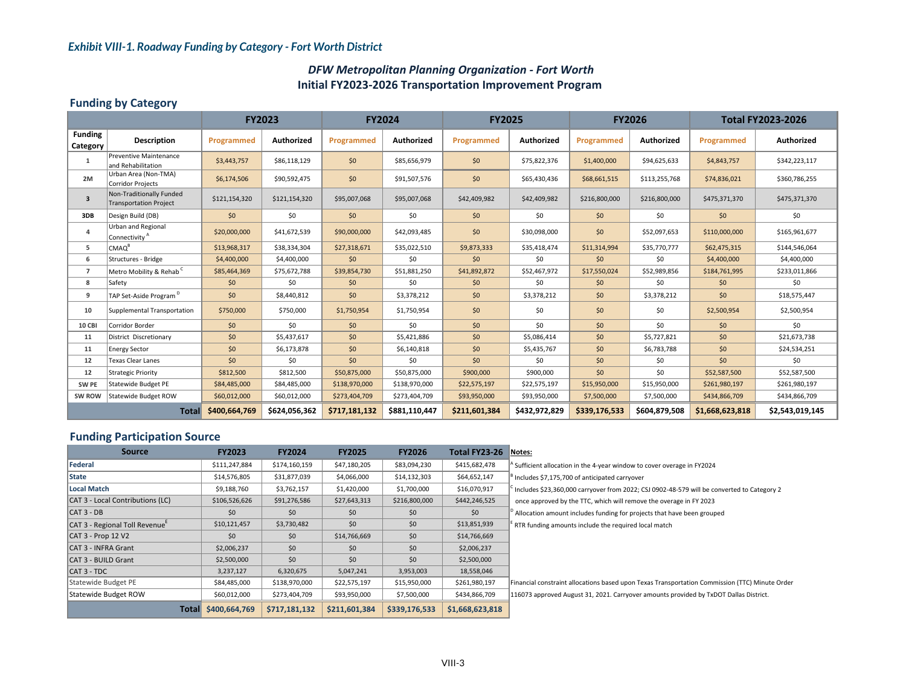*Exhibit VIII-1. Roadway Funding by Category - Fort Worth District*

### *DFW Metropolitan Planning Organization - Fort Worth*
### Initial FY2023-2026 Transportation Improvement Program

## Funding by Category

| | | FY2023 | | FY2024 | | FY2025 | | FY2026 | | Total FY2023-2026 | |
|---|---|---|---|---|---|---|---|---|---|---|---|
| **Funding Category** | **Description** | **Programmed** | **Authorized** | **Programmed** | **Authorized** | **Programmed** | **Authorized** | **Programmed** | **Authorized** | **Programmed** | **Authorized** |
| **1** | Preventive Maintenance and Rehabilitation | $3,443,757 | $86,118,129 | $0 | $85,656,979 | $0 | $75,822,376 | $1,400,000 | $94,625,633 | $4,843,757 | $342,223,117 |
| **2M** | Urban Area (Non-TMA) Corridor Projects | $6,174,506 | $90,592,475 | $0 | $91,507,576 | $0 | $65,430,436 | $68,661,515 | $113,255,768 | $74,836,021 | $360,786,255 |
| **3** | Non-Traditionally Funded Transportation Project | $121,154,320 | $121,154,320 | $95,007,068 | $95,007,068 | $42,409,982 | $42,409,982 | $216,800,000 | $216,800,000 | $475,371,370 | $475,371,370 |
| **3DB** | Design Build (DB) | $0 | $0 | $0 | $0 | $0 | $0 | $0 | $0 | $0 | $0 |
| **4** | Urban and Regional Connectivity [A] | $20,000,000 | $41,672,539 | $90,000,000 | $42,093,485 | $0 | $30,098,000 | $0 | $52,097,653 | $110,000,000 | $165,961,677 |
| **5** | CMAQ[B] | $13,968,317 | $38,334,304 | $27,318,671 | $35,022,510 | $9,873,333 | $35,418,474 | $11,314,994 | $35,770,777 | $62,475,315 | $144,546,064 |
| **6** | Structures - Bridge | $4,400,000 | $4,400,000 | $0 | $0 | $0 | $0 | $0 | $0 | $4,400,000 | $4,400,000 |
| **7** | Metro Mobility & Rehab [C] | $85,464,369 | $75,672,788 | $39,854,730 | $51,881,250 | $41,892,872 | $52,467,972 | $17,550,024 | $52,989,856 | $184,761,995 | $233,011,866 |
| **8** | Safety | $0 | $0 | $0 | $0 | $0 | $0 | $0 | $0 | $0 | $0 |
| **9** | TAP Set-Aside Program [D] | $0 | $8,440,812 | $0 | $3,378,212 | $0 | $3,378,212 | $0 | $3,378,212 | $0 | $18,575,447 |
| **10** | Supplemental Transportation | $750,000 | $750,000 | $1,750,954 | $1,750,954 | $0 | $0 | $0 | $0 | $2,500,954 | $2,500,954 |
| **10 CBI** | Corridor Border | $0 | $0 | $0 | $0 | $0 | $0 | $0 | $0 | $0 | $0 |
| **11** | District Discretionary | $0 | $5,437,617 | $0 | $5,421,886 | $0 | $5,086,414 | $0 | $5,727,821 | $0 | $21,673,738 |
| **11** | Energy Sector | $0 | $6,173,878 | $0 | $6,140,818 | $0 | $5,435,767 | $0 | $6,783,788 | $0 | $24,534,251 |
| **12** | Texas Clear Lanes | $0 | $0 | $0 | $0 | $0 | $0 | $0 | $0 | $0 | $0 |
| **12** | Strategic Priority | $812,500 | $812,500 | $50,875,000 | $50,875,000 | $900,000 | $900,000 | $0 | $0 | $52,587,500 | $52,587,500 |
| **SW PE** | Statewide Budget PE | $84,485,000 | $84,485,000 | $138,970,000 | $138,970,000 | $22,575,197 | $22,575,197 | $15,950,000 | $15,950,000 | $261,980,197 | $261,980,197 |
| **SW ROW** | Statewide Budget ROW | $60,012,000 | $60,012,000 | $273,404,709 | $273,404,709 | $93,950,000 | $93,950,000 | $7,500,000 | $7,500,000 | $434,866,709 | $434,866,709 |
| | **Total** | **$400,664,769** | **$624,056,362** | **$717,181,132** | **$881,110,447** | **$211,601,384** | **$432,972,829** | **$339,176,533** | **$604,879,508** | **$1,668,623,818** | **$2,543,019,145** |

## Funding Participation Source

| Source | FY2023 | FY2024 | FY2025 | FY2026 | Total FY23-26 |
|---|---|---|---|---|---|
| **Federal** | $111,247,884 | $174,160,159 | $47,180,205 | $83,094,230 | $415,682,478 |
| **State** | $14,576,805 | $31,877,039 | $4,066,000 | $14,132,303 | $64,652,147 |
| **Local Match** | $9,188,760 | $3,762,157 | $1,420,000 | $1,700,000 | $16,070,917 |
| CAT 3 - Local Contributions (LC) | $106,526,626 | $91,276,586 | $27,643,313 | $216,800,000 | $442,246,525 |
| CAT 3 - DB | $0 | $0 | $0 | $0 | $0 |
| CAT 3 - Regional Toll Revenue[E] | $10,121,457 | $3,730,482 | $0 | $0 | $13,851,939 |
| CAT 3 - Prop 12 V2 | $0 | $0 | $14,766,669 | $0 | $14,766,669 |
| CAT 3 - INFRA Grant | $2,006,237 | $0 | $0 | $0 | $2,006,237 |
| CAT 3 - BUILD Grant | $2,500,000 | $0 | $0 | $0 | $2,500,000 |
| CAT 3 - TDC | 3,237,127 | 6,320,675 | 5,047,241 | 3,953,003 | 18,558,046 |
| Statewide Budget PE | $84,485,000 | $138,970,000 | $22,575,197 | $15,950,000 | $261,980,197 |
| Statewide Budget ROW | $60,012,000 | $273,404,709 | $93,950,000 | $7,500,000 | $434,866,709 |
| **Total** | **$400,664,769** | **$717,181,132** | **$211,601,384** | **$339,176,533** | **$1,668,623,818** |

**Notes:**

[A] Sufficient allocation in the 4-year window to cover overage in FY2024

[B] Includes $7,175,700 of anticipated carryover

[C] Includes $23,360,000 carryover from 2022; CSJ 0902-48-579 will be converted to Category 2 once approved by the TTC, which will remove the overage in FY 2023

[D] Allocation amount includes funding for projects that have been grouped

[E] RTR funding amounts include the required local match

Financial constraint allocations based upon Texas Transportation Commission (TTC) Minute Order 116073 approved August 31, 2021. Carryover amounts provided by TxDOT Dallas District.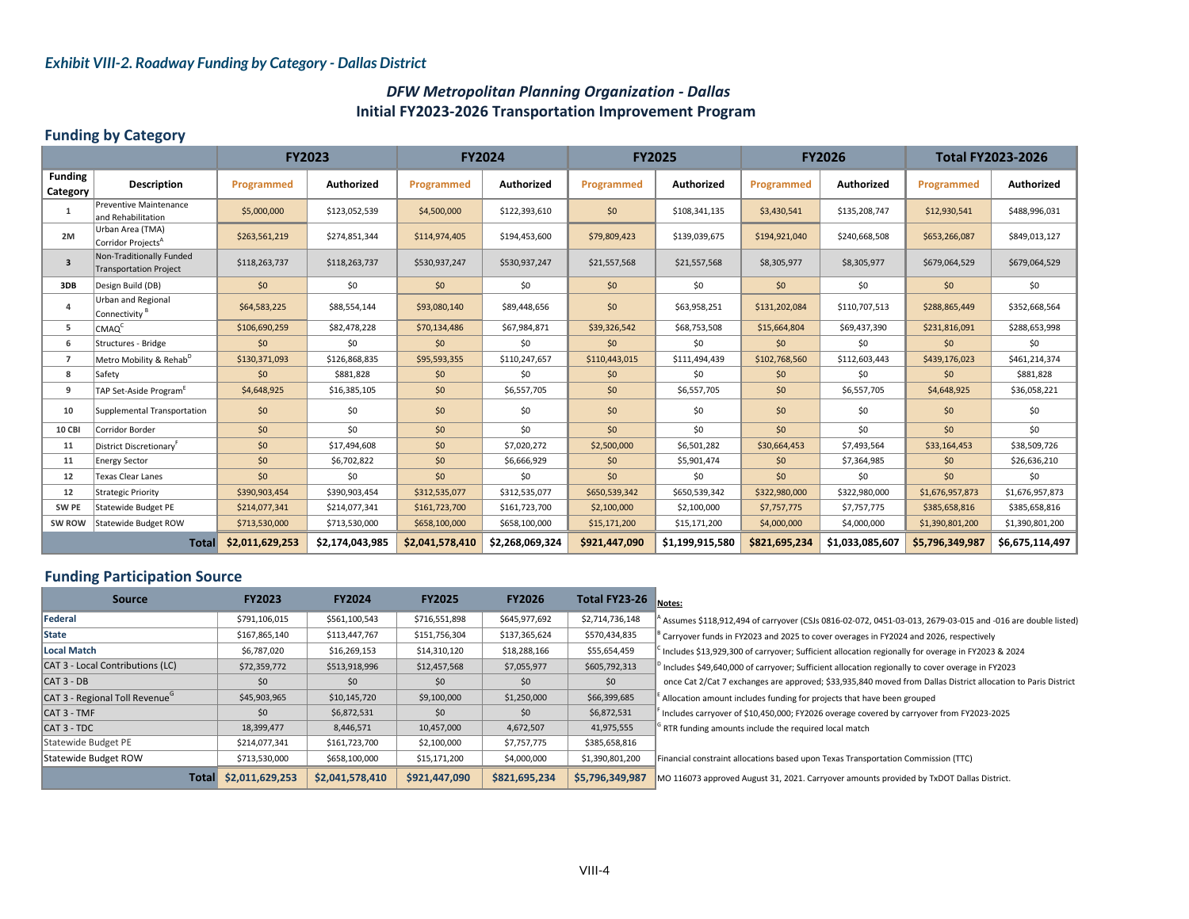*Exhibit VIII-2. Roadway Funding by Category - Dallas District*

### *DFW Metropolitan Planning Organization - Dallas*
### Initial FY2023-2026 Transportation Improvement Program

## Funding by Category

| Funding Category | Description | FY2023 | | FY2024 | | FY2025 | | FY2026 | | Total FY2023-2026 | |
|---|---|---|---|---|---|---|---|---|---|---|---|
| | | Programmed | Authorized | Programmed | Authorized | Programmed | Authorized | Programmed | Authorized | Programmed | Authorized |
| 1 | Preventive Maintenance and Rehabilitation | $5,000,000 | $123,052,539 | $4,500,000 | $122,393,610 | $0 | $108,341,135 | $3,430,541 | $135,208,747 | $12,930,541 | $488,996,031 |
| 2M | Urban Area (TMA) Corridor Projects[A] | $263,561,219 | $274,851,344 | $114,974,405 | $194,453,600 | $79,809,423 | $139,039,675 | $194,921,040 | $240,668,508 | $653,266,087 | $849,013,127 |
| 3 | Non-Traditionally Funded Transportation Project | $118,263,737 | $118,263,737 | $530,937,247 | $530,937,247 | $21,557,568 | $21,557,568 | $8,305,977 | $8,305,977 | $679,064,529 | $679,064,529 |
| 3DB | Design Build (DB) | $0 | $0 | $0 | $0 | $0 | $0 | $0 | $0 | $0 | $0 |
| 4 | Urban and Regional Connectivity[B] | $64,583,225 | $88,554,144 | $93,080,140 | $89,448,656 | $0 | $63,958,251 | $131,202,084 | $110,707,513 | $288,865,449 | $352,668,564 |
| 5 | CMAQ[C] | $106,690,259 | $82,478,228 | $70,134,486 | $67,984,871 | $39,326,542 | $68,753,508 | $15,664,804 | $69,437,390 | $231,816,091 | $288,653,998 |
| 6 | Structures - Bridge | $0 | $0 | $0 | $0 | $0 | $0 | $0 | $0 | $0 | $0 |
| 7 | Metro Mobility & Rehab[D] | $130,371,093 | $126,868,835 | $95,593,355 | $110,247,657 | $110,443,015 | $111,494,439 | $102,768,560 | $112,603,443 | $439,176,023 | $461,214,374 |
| 8 | Safety | $0 | $881,828 | $0 | $0 | $0 | $0 | $0 | $0 | $0 | $881,828 |
| 9 | TAP Set-Aside Program[E] | $4,648,925 | $16,385,105 | $0 | $6,557,705 | $0 | $6,557,705 | $0 | $6,557,705 | $4,648,925 | $36,058,221 |
| 10 | Supplemental Transportation | $0 | $0 | $0 | $0 | $0 | $0 | $0 | $0 | $0 | $0 |
| 10 CBI | Corridor Border | $0 | $0 | $0 | $0 | $0 | $0 | $0 | $0 | $0 | $0 |
| 11 | District Discretionary[F] | $0 | $17,494,608 | $0 | $7,020,272 | $2,500,000 | $6,501,282 | $30,664,453 | $7,493,564 | $33,164,453 | $38,509,726 |
| 11 | Energy Sector | $0 | $6,702,822 | $0 | $6,666,929 | $0 | $5,901,474 | $0 | $7,364,985 | $0 | $26,636,210 |
| 12 | Texas Clear Lanes | $0 | $0 | $0 | $0 | $0 | $0 | $0 | $0 | $0 | $0 |
| 12 | Strategic Priority | $390,903,454 | $390,903,454 | $312,535,077 | $312,535,077 | $650,539,342 | $650,539,342 | $322,980,000 | $322,980,000 | $1,676,957,873 | $1,676,957,873 |
| SW PE | Statewide Budget PE | $214,077,341 | $214,077,341 | $161,723,700 | $161,723,700 | $2,100,000 | $2,100,000 | $7,757,775 | $7,757,775 | $385,658,816 | $385,658,816 |
| SW ROW | Statewide Budget ROW | $713,530,000 | $713,530,000 | $658,100,000 | $658,100,000 | $15,171,200 | $15,171,200 | $4,000,000 | $4,000,000 | $1,390,801,200 | $1,390,801,200 |
| | **Total** | **$2,011,629,253** | **$2,174,043,985** | **$2,041,578,410** | **$2,268,069,324** | **$921,447,090** | **$1,199,915,580** | **$821,695,234** | **$1,033,085,607** | **$5,796,349,987** | **$6,675,114,497** |

## Funding Participation Source

| Source | FY2023 | FY2024 | FY2025 | FY2026 | Total FY23-26 |
|---|---|---|---|---|---|
| **Federal** | $791,106,015 | $561,100,543 | $716,551,898 | $645,977,692 | $2,714,736,148 |
| **State** | $167,865,140 | $113,447,767 | $151,756,304 | $137,365,624 | $570,434,835 |
| **Local Match** | $6,787,020 | $16,269,153 | $14,310,120 | $18,288,166 | $55,654,459 |
| CAT 3 - Local Contributions (LC) | $72,359,772 | $513,918,996 | $12,457,568 | $7,055,977 | $605,792,313 |
| CAT 3 - DB | $0 | $0 | $0 | $0 | $0 |
| CAT 3 - Regional Toll Revenue[G] | $45,903,965 | $10,145,720 | $9,100,000 | $1,250,000 | $66,399,685 |
| CAT 3 - TMF | $0 | $6,872,531 | $0 | $0 | $6,872,531 |
| CAT 3 - TDC | 18,399,477 | 8,446,571 | 10,457,000 | 4,672,507 | 41,975,555 |
| Statewide Budget PE | $214,077,341 | $161,723,700 | $2,100,000 | $7,757,775 | $385,658,816 |
| Statewide Budget ROW | $713,530,000 | $658,100,000 | $15,171,200 | $4,000,000 | $1,390,801,200 |
| **Total** | **$2,011,629,253** | **$2,041,578,410** | **$921,447,090** | **$821,695,234** | **$5,796,349,987** |

**Notes:**

[A] Assumes $118,912,494 of carryover (CSJs 0816-02-072, 0451-03-013, 2679-03-015 and -016 are double listed)

[B] Carryover funds in FY2023 and 2025 to cover overages in FY2024 and 2026, respectively

[C] Includes $13,929,300 of carryover; Sufficient allocation regionally for overage in FY2023 & 2024

[D] Includes $49,640,000 of carryover; Sufficient allocation regionally to cover overage in FY2023 once Cat 2/Cat 7 exchanges are approved; $33,935,840 moved from Dallas District allocation to Paris District

[E] Allocation amount includes funding for projects that have been grouped

[F] Includes carryover of $10,450,000; FY2026 overage covered by carryover from FY2023-2025

[G] RTR funding amounts include the required local match

Financial constraint allocations based upon Texas Transportation Commission (TTC)

MO 116073 approved August 31, 2021. Carryover amounts provided by TxDOT Dallas District.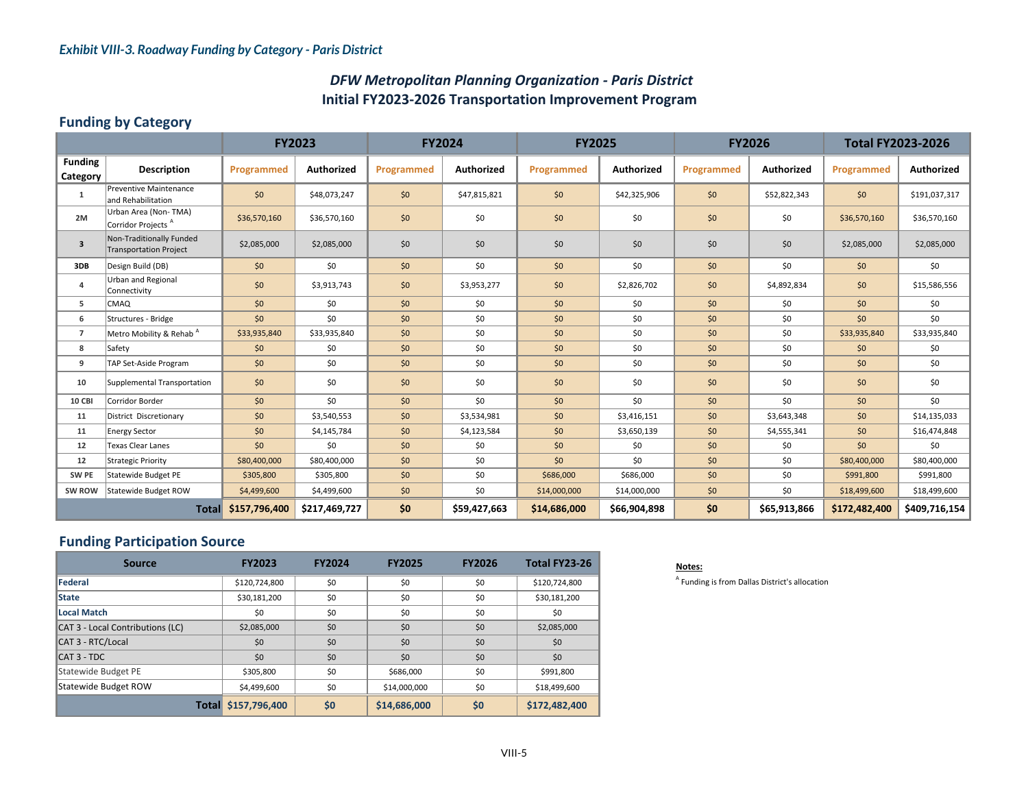*Exhibit VIII-3. Roadway Funding by Category - Paris District*

## *DFW Metropolitan Planning Organization - Paris District*
## Initial FY2023-2026 Transportation Improvement Program

### Funding by Category

| | | FY2023 | | FY2024 | | FY2025 | | FY2026 | | Total FY2023-2026 | |
|---|---|---|---|---|---|---|---|---|---|---|---|
| **Funding Category** | **Description** | **Programmed** | **Authorized** | **Programmed** | **Authorized** | **Programmed** | **Authorized** | **Programmed** | **Authorized** | **Programmed** | **Authorized** |
| **1** | Preventive Maintenance and Rehabilitation | $0 | $48,073,247 | $0 | $47,815,821 | $0 | $42,325,906 | $0 | $52,822,343 | $0 | $191,037,317 |
| **2M** | Urban Area (Non- TMA) Corridor Projects [A] | $36,570,160 | $36,570,160 | $0 | $0 | $0 | $0 | $0 | $0 | $36,570,160 | $36,570,160 |
| **3** | Non-Traditionally Funded Transportation Project | $2,085,000 | $2,085,000 | $0 | $0 | $0 | $0 | $0 | $0 | $2,085,000 | $2,085,000 |
| **3DB** | Design Build (DB) | $0 | $0 | $0 | $0 | $0 | $0 | $0 | $0 | $0 | $0 |
| **4** | Urban and Regional Connectivity | $0 | $3,913,743 | $0 | $3,953,277 | $0 | $2,826,702 | $0 | $4,892,834 | $0 | $15,586,556 |
| **5** | CMAQ | $0 | $0 | $0 | $0 | $0 | $0 | $0 | $0 | $0 | $0 |
| **6** | Structures - Bridge | $0 | $0 | $0 | $0 | $0 | $0 | $0 | $0 | $0 | $0 |
| **7** | Metro Mobility & Rehab [A] | $33,935,840 | $33,935,840 | $0 | $0 | $0 | $0 | $0 | $0 | $33,935,840 | $33,935,840 |
| **8** | Safety | $0 | $0 | $0 | $0 | $0 | $0 | $0 | $0 | $0 | $0 |
| **9** | TAP Set-Aside Program | $0 | $0 | $0 | $0 | $0 | $0 | $0 | $0 | $0 | $0 |
| **10** | Supplemental Transportation | $0 | $0 | $0 | $0 | $0 | $0 | $0 | $0 | $0 | $0 |
| **10 CBI** | Corridor Border | $0 | $0 | $0 | $0 | $0 | $0 | $0 | $0 | $0 | $0 |
| **11** | District Discretionary | $0 | $3,540,553 | $0 | $3,534,981 | $0 | $3,416,151 | $0 | $3,643,348 | $0 | $14,135,033 |
| **11** | Energy Sector | $0 | $4,145,784 | $0 | $4,123,584 | $0 | $3,650,139 | $0 | $4,555,341 | $0 | $16,474,848 |
| **12** | Texas Clear Lanes | $0 | $0 | $0 | $0 | $0 | $0 | $0 | $0 | $0 | $0 |
| **12** | Strategic Priority | $80,400,000 | $80,400,000 | $0 | $0 | $0 | $0 | $0 | $0 | $80,400,000 | $80,400,000 |
| **SW PE** | Statewide Budget PE | $305,800 | $305,800 | $0 | $0 | $686,000 | $686,000 | $0 | $0 | $991,800 | $991,800 |
| **SW ROW** | Statewide Budget ROW | $4,499,600 | $4,499,600 | $0 | $0 | $14,000,000 | $14,000,000 | $0 | $0 | $18,499,600 | $18,499,600 |
| | **Total** | **$157,796,400** | **$217,469,727** | **$0** | **$59,427,663** | **$14,686,000** | **$66,904,898** | **$0** | **$65,913,866** | **$172,482,400** | **$409,716,154** |

### Funding Participation Source

| Source | FY2023 | FY2024 | FY2025 | FY2026 | Total FY23-26 |
|---|---|---|---|---|---|
| **Federal** | $120,724,800 | $0 | $0 | $0 | $120,724,800 |
| **State** | $30,181,200 | $0 | $0 | $0 | $30,181,200 |
| **Local Match** | $0 | $0 | $0 | $0 | $0 |
| CAT 3 - Local Contributions (LC) | $2,085,000 | $0 | $0 | $0 | $2,085,000 |
| CAT 3 - RTC/Local | $0 | $0 | $0 | $0 | $0 |
| CAT 3 - TDC | $0 | $0 | $0 | $0 | $0 |
| Statewide Budget PE | $305,800 | $0 | $686,000 | $0 | $991,800 |
| Statewide Budget ROW | $4,499,600 | $0 | $14,000,000 | $0 | $18,499,600 |
| **Total** | **$157,796,400** | **$0** | **$14,686,000** | **$0** | **$172,482,400** |

**Notes:**

[A] Funding is from Dallas District's allocation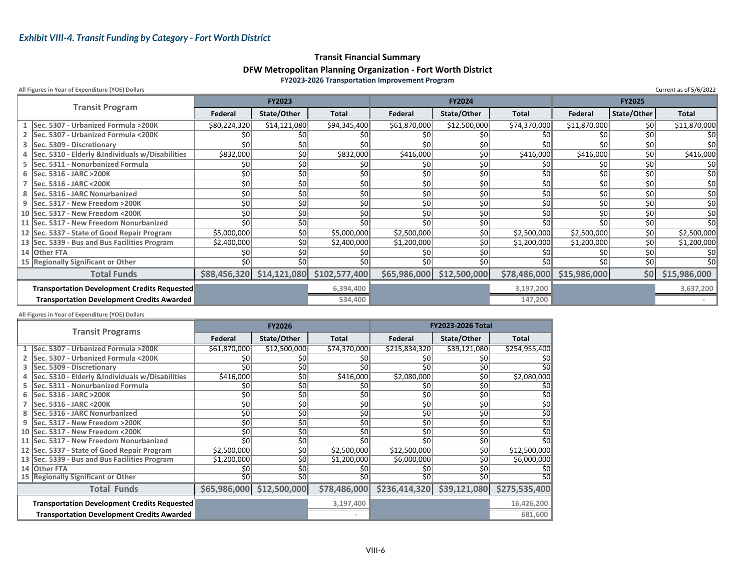*Exhibit VIII-4. Transit Funding by Category - Fort Worth District*

**Transit Financial Summary**

**DFW Metropolitan Planning Organization - Fort Worth District**

**FY2023-2026 Transportation Improvement Program**

All Figures in Year of Expenditure (YOE) Dollars

Current as of 5/6/2022

| | Transit Program | FY2023 | | | FY2024 | | | FY2025 | | |
|---|---|---|---|---|---|---|---|---|---|---|
| | | Federal | State/Other | Total | Federal | State/Other | Total | Federal | State/Other | Total |
| 1 | Sec. 5307 - Urbanized Formula >200K | $80,224,320 | $14,121,080 | $94,345,400 | $61,870,000 | $12,500,000 | $74,370,000 | $11,870,000 | $0 | $11,870,000 |
| 2 | Sec. 5307 - Urbanized Formula <200K | $0 | $0 | $0 | $0 | $0 | $0 | $0 | $0 | $0 |
| 3 | Sec. 5309 - Discretionary | $0 | $0 | $0 | $0 | $0 | $0 | $0 | $0 | $0 |
| 4 | Sec. 5310 - Elderly &Individuals w/Disabilities | $832,000 | $0 | $832,000 | $416,000 | $0 | $416,000 | $416,000 | $0 | $416,000 |
| 5 | Sec. 5311 - Nonurbanized Formula | $0 | $0 | $0 | $0 | $0 | $0 | $0 | $0 | $0 |
| 6 | Sec. 5316 - JARC >200K | $0 | $0 | $0 | $0 | $0 | $0 | $0 | $0 | $0 |
| 7 | Sec. 5316 - JARC <200K | $0 | $0 | $0 | $0 | $0 | $0 | $0 | $0 | $0 |
| 8 | Sec. 5316 - JARC Nonurbanized | $0 | $0 | $0 | $0 | $0 | $0 | $0 | $0 | $0 |
| 9 | Sec. 5317 - New Freedom >200K | $0 | $0 | $0 | $0 | $0 | $0 | $0 | $0 | $0 |
| 10 | Sec. 5317 - New Freedom <200K | $0 | $0 | $0 | $0 | $0 | $0 | $0 | $0 | $0 |
| 11 | Sec. 5317 - New Freedom Nonurbanized | $0 | $0 | $0 | $0 | $0 | $0 | $0 | $0 | $0 |
| 12 | Sec. 5337 - State of Good Repair Program | $5,000,000 | $0 | $5,000,000 | $2,500,000 | $0 | $2,500,000 | $2,500,000 | $0 | $2,500,000 |
| 13 | Sec. 5339 - Bus and Bus Facilities Program | $2,400,000 | $0 | $2,400,000 | $1,200,000 | $0 | $1,200,000 | $1,200,000 | $0 | $1,200,000 |
| 14 | Other FTA | $0 | $0 | $0 | $0 | $0 | $0 | $0 | $0 | $0 |
| 15 | Regionally Significant or Other | $0 | $0 | $0 | $0 | $0 | $0 | $0 | $0 | $0 |
| | **Total Funds** | **$88,456,320** | **$14,121,080** | **$102,577,400** | **$65,986,000** | **$12,500,000** | **$78,486,000** | **$15,986,000** | **$0** | **$15,986,000** |
| | **Transportation Development Credits Requested** | | | 6,394,400 | | | 3,197,200 | | | 3,637,200 |
| | **Transportation Development Credits Awarded** | | | 534,400 | | | 147,200 | | | - |

All Figures in Year of Expenditure (YOE) Dollars

| | Transit Programs | FY2026 | | | FY2023-2026 Total | | |
|---|---|---|---|---|---|---|---|
| | | Federal | State/Other | Total | Federal | State/Other | Total |
| 1 | Sec. 5307 - Urbanized Formula >200K | $61,870,000 | $12,500,000 | $74,370,000 | $215,834,320 | $39,121,080 | $254,955,400 |
| 2 | Sec. 5307 - Urbanized Formula <200K | $0 | $0 | $0 | $0 | $0 | $0 |
| 3 | Sec. 5309 - Discretionary | $0 | $0 | $0 | $0 | $0 | $0 |
| 4 | Sec. 5310 - Elderly &Individuals w/Disabilities | $416,000 | $0 | $416,000 | $2,080,000 | $0 | $2,080,000 |
| 5 | Sec. 5311 - Nonurbanized Formula | $0 | $0 | $0 | $0 | $0 | $0 |
| 6 | Sec. 5316 - JARC >200K | $0 | $0 | $0 | $0 | $0 | $0 |
| 7 | Sec. 5316 - JARC <200K | $0 | $0 | $0 | $0 | $0 | $0 |
| 8 | Sec. 5316 - JARC Nonurbanized | $0 | $0 | $0 | $0 | $0 | $0 |
| 9 | Sec. 5317 - New Freedom >200K | $0 | $0 | $0 | $0 | $0 | $0 |
| 10 | Sec. 5317 - New Freedom <200K | $0 | $0 | $0 | $0 | $0 | $0 |
| 11 | Sec. 5317 - New Freedom Nonurbanized | $0 | $0 | $0 | $0 | $0 | $0 |
| 12 | Sec. 5337 - State of Good Repair Program | $2,500,000 | $0 | $2,500,000 | $12,500,000 | $0 | $12,500,000 |
| 13 | Sec. 5339 - Bus and Bus Facilities Program | $1,200,000 | $0 | $1,200,000 | $6,000,000 | $0 | $6,000,000 |
| 14 | Other FTA | $0 | $0 | $0 | $0 | $0 | $0 |
| 15 | Regionally Significant or Other | $0 | $0 | $0 | $0 | $0 | $0 |
| | **Total Funds** | **$65,986,000** | **$12,500,000** | **$78,486,000** | **$236,414,320** | **$39,121,080** | **$275,535,400** |
| | **Transportation Development Credits Requested** | | | 3,197,400 | | | 16,426,200 |
| | **Transportation Development Credits Awarded** | | | - | | | 681,600 |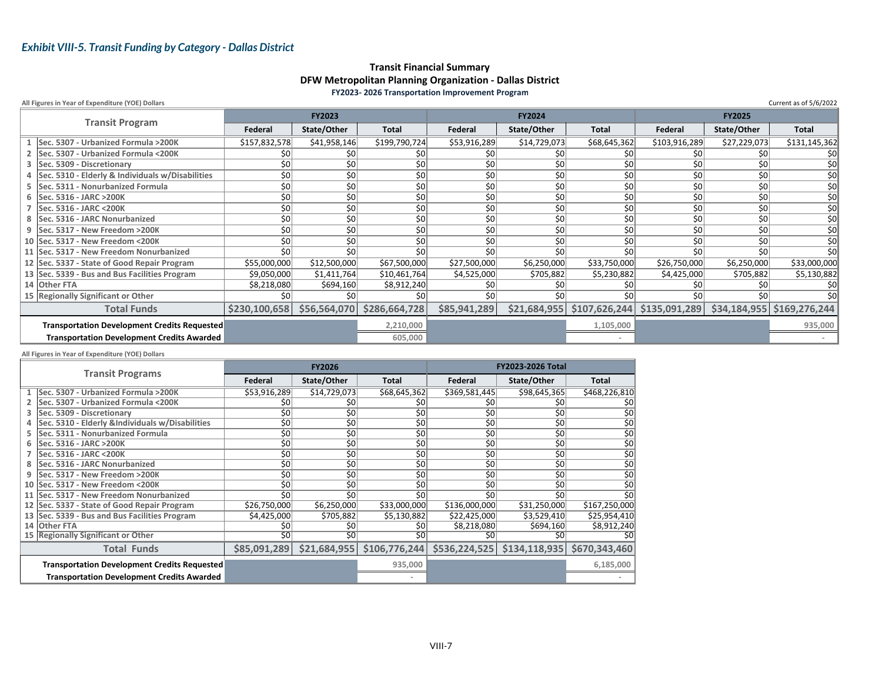*Exhibit VIII-5. Transit Funding by Category - Dallas District*

**Transit Financial Summary**
**DFW Metropolitan Planning Organization - Dallas District**
**FY2023- 2026 Transportation Improvement Program**

All Figures in Year of Expenditure (YOE) Dollars

Current as of 5/6/2022

| | Transit Program | FY2023 | | | FY2024 | | | FY2025 | | |
|---|---|---|---|---|---|---|---|---|---|---|
| | | Federal | State/Other | Total | Federal | State/Other | Total | Federal | State/Other | Total |
| 1 | Sec. 5307 - Urbanized Formula >200K | $157,832,578 | $41,958,146 | $199,790,724 | $53,916,289 | $14,729,073 | $68,645,362 | $103,916,289 | $27,229,073 | $131,145,362 |
| 2 | Sec. 5307 - Urbanized Formula <200K | $0 | $0 | $0 | $0 | $0 | $0 | $0 | $0 | $0 |
| 3 | Sec. 5309 - Discretionary | $0 | $0 | $0 | $0 | $0 | $0 | $0 | $0 | $0 |
| 4 | Sec. 5310 - Elderly & Individuals w/Disabilities | $0 | $0 | $0 | $0 | $0 | $0 | $0 | $0 | $0 |
| 5 | Sec. 5311 - Nonurbanized Formula | $0 | $0 | $0 | $0 | $0 | $0 | $0 | $0 | $0 |
| 6 | Sec. 5316 - JARC >200K | $0 | $0 | $0 | $0 | $0 | $0 | $0 | $0 | $0 |
| 7 | Sec. 5316 - JARC <200K | $0 | $0 | $0 | $0 | $0 | $0 | $0 | $0 | $0 |
| 8 | Sec. 5316 - JARC Nonurbanized | $0 | $0 | $0 | $0 | $0 | $0 | $0 | $0 | $0 |
| 9 | Sec. 5317 - New Freedom >200K | $0 | $0 | $0 | $0 | $0 | $0 | $0 | $0 | $0 |
| 10 | Sec. 5317 - New Freedom <200K | $0 | $0 | $0 | $0 | $0 | $0 | $0 | $0 | $0 |
| 11 | Sec. 5317 - New Freedom Nonurbanized | $0 | $0 | $0 | $0 | $0 | $0 | $0 | $0 | $0 |
| 12 | Sec. 5337 - State of Good Repair Program | $55,000,000 | $12,500,000 | $67,500,000 | $27,500,000 | $6,250,000 | $33,750,000 | $26,750,000 | $6,250,000 | $33,000,000 |
| 13 | Sec. 5339 - Bus and Bus Facilities Program | $9,050,000 | $1,411,764 | $10,461,764 | $4,525,000 | $705,882 | $5,230,882 | $4,425,000 | $705,882 | $5,130,882 |
| 14 | Other FTA | $8,218,080 | $694,160 | $8,912,240 | $0 | $0 | $0 | $0 | $0 | $0 |
| 15 | Regionally Significant or Other | $0 | $0 | $0 | $0 | $0 | $0 | $0 | $0 | $0 |
| | **Total Funds** | **$230,100,658** | **$56,564,070** | **$286,664,728** | **$85,941,289** | **$21,684,955** | **$107,626,244** | **$135,091,289** | **$34,184,955** | **$169,276,244** |
| | **Transportation Development Credits Requested** | | | 2,210,000 | | | 1,105,000 | | | 935,000 |
| | **Transportation Development Credits Awarded** | | | 605,000 | | | - | | | - |

All Figures in Year of Expenditure (YOE) Dollars

| | Transit Programs | FY2026 | | | FY2023-2026 Total | | |
|---|---|---|---|---|---|---|---|
| | | Federal | State/Other | Total | Federal | State/Other | Total |
| 1 | Sec. 5307 - Urbanized Formula >200K | $53,916,289 | $14,729,073 | $68,645,362 | $369,581,445 | $98,645,365 | $468,226,810 |
| 2 | Sec. 5307 - Urbanized Formula <200K | $0 | $0 | $0 | $0 | $0 | $0 |
| 3 | Sec. 5309 - Discretionary | $0 | $0 | $0 | $0 | $0 | $0 |
| 4 | Sec. 5310 - Elderly &Individuals w/Disabilities | $0 | $0 | $0 | $0 | $0 | $0 |
| 5 | Sec. 5311 - Nonurbanized Formula | $0 | $0 | $0 | $0 | $0 | $0 |
| 6 | Sec. 5316 - JARC >200K | $0 | $0 | $0 | $0 | $0 | $0 |
| 7 | Sec. 5316 - JARC <200K | $0 | $0 | $0 | $0 | $0 | $0 |
| 8 | Sec. 5316 - JARC Nonurbanized | $0 | $0 | $0 | $0 | $0 | $0 |
| 9 | Sec. 5317 - New Freedom >200K | $0 | $0 | $0 | $0 | $0 | $0 |
| 10 | Sec. 5317 - New Freedom <200K | $0 | $0 | $0 | $0 | $0 | $0 |
| 11 | Sec. 5317 - New Freedom Nonurbanized | $0 | $0 | $0 | $0 | $0 | $0 |
| 12 | Sec. 5337 - State of Good Repair Program | $26,750,000 | $6,250,000 | $33,000,000 | $136,000,000 | $31,250,000 | $167,250,000 |
| 13 | Sec. 5339 - Bus and Bus Facilities Program | $4,425,000 | $705,882 | $5,130,882 | $22,425,000 | $3,529,410 | $25,954,410 |
| 14 | Other FTA | $0 | $0 | $0 | $8,218,080 | $694,160 | $8,912,240 |
| 15 | Regionally Significant or Other | $0 | $0 | $0 | $0 | $0 | $0 |
| | **Total Funds** | **$85,091,289** | **$21,684,955** | **$106,776,244** | **$536,224,525** | **$134,118,935** | **$670,343,460** |
| | **Transportation Development Credits Requested** | | | 935,000 | | | 6,185,000 |
| | **Transportation Development Credits Awarded** | | | - | | | - |